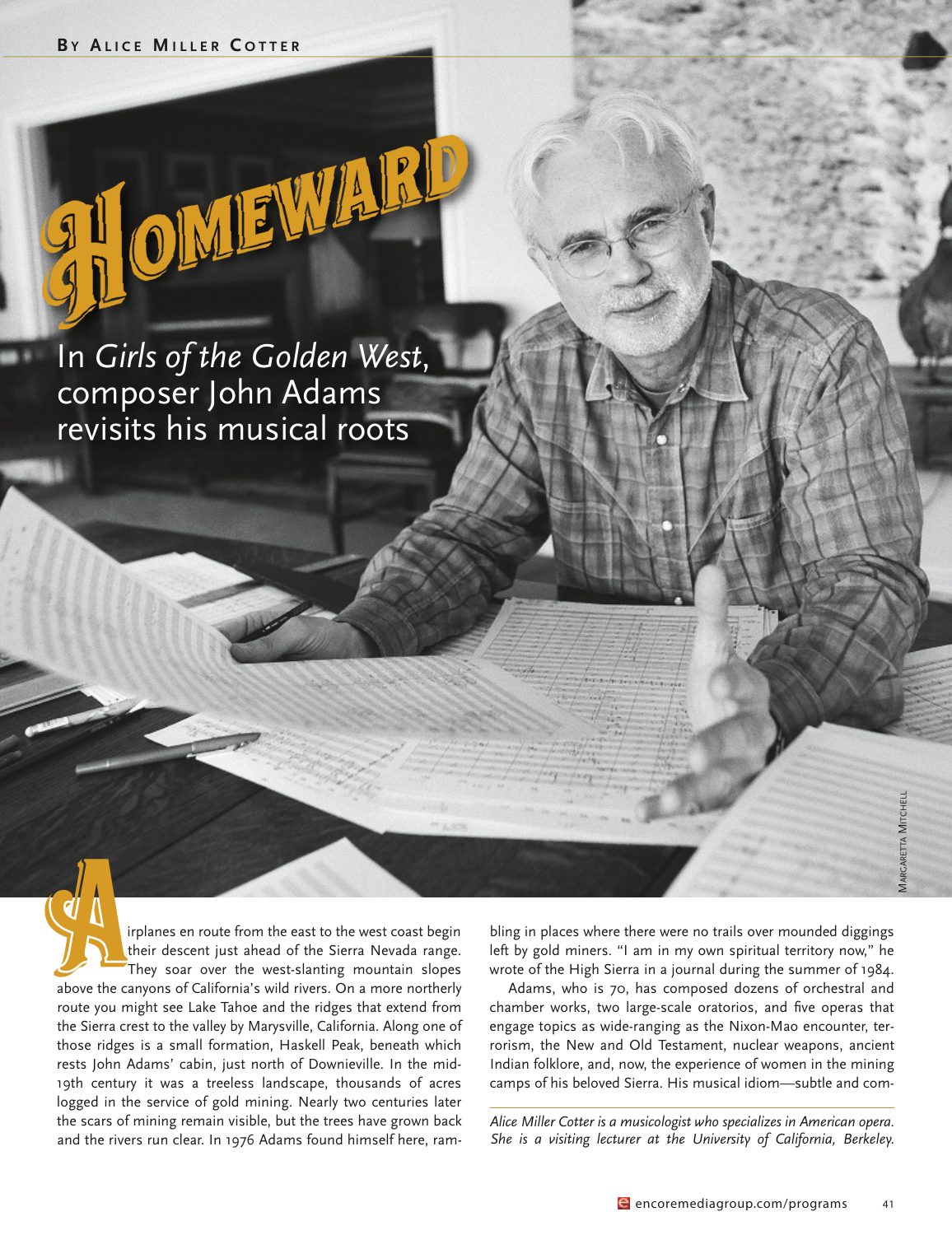By Alice Miller Cotter

# Homeward

In *Girls of the Golden West*, composer John Adams revisits his musical roots

Margaretta Mitchell

Airplanes en route from the east to the west coast begin their descent just ahead of the Sierra Nevada range. They soar over the west-slanting mountain slopes above the canyons of California's wild rivers. On a more northerly route you might see Lake Tahoe and the ridges that extend from the Sierra crest to the valley by Marysville, California. Along one of those ridges is a small formation, Haskell Peak, beneath which rests John Adams' cabin, just north of Downieville. In the mid-19th century it was a treeless landscape, thousands of acres logged in the service of gold mining. Nearly two centuries later the scars of mining remain visible, but the trees have grown back and the rivers run clear. In 1976 Adams found himself here, rambling in places where there were no trails over mounded diggings left by gold miners. "I am in my own spiritual territory now," he wrote of the High Sierra in a journal during the summer of 1984.

Adams, who is 70, has composed dozens of orchestral and chamber works, two large-scale oratorios, and five operas that engage topics as wide-ranging as the Nixon-Mao encounter, terrorism, the New and Old Testament, nuclear weapons, ancient Indian folklore, and, now, the experience of women in the mining camps of his beloved Sierra. His musical idiom—subtle and com-

*Alice Miller Cotter is a musicologist who specializes in American opera. She is a visiting lecturer at the University of California, Berkeley.*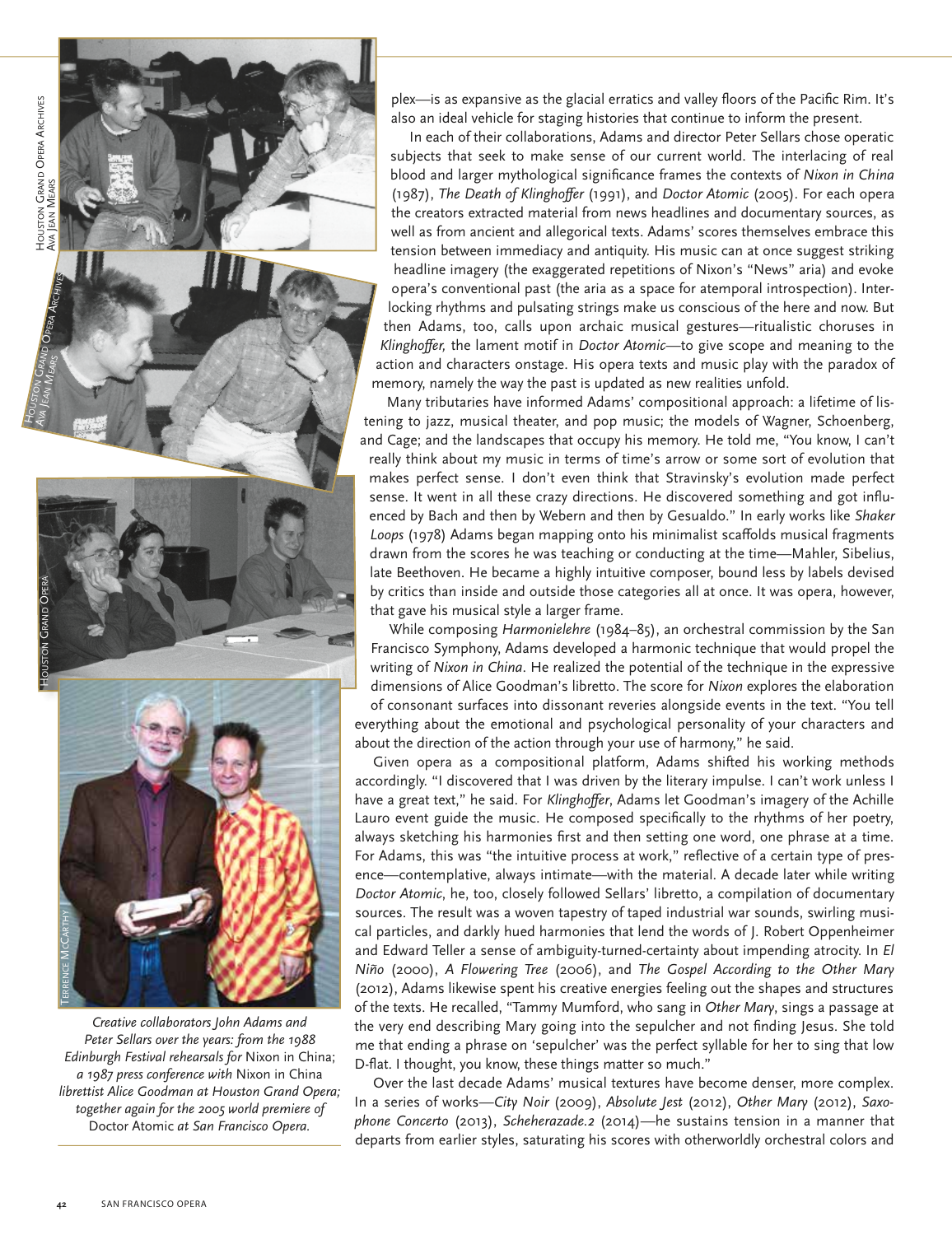plex—is as expansive as the glacial erratics and valley floors of the Pacific Rim. It's also an ideal vehicle for staging histories that continue to inform the present.

In each of their collaborations, Adams and director Peter Sellars chose operatic subjects that seek to make sense of our current world. The interlacing of real blood and larger mythological significance frames the contexts of *Nixon in China* (1987), *The Death of Klinghoffer* (1991), and *Doctor Atomic* (2005). For each opera the creators extracted material from news headlines and documentary sources, as well as from ancient and allegorical texts. Adams' scores themselves embrace this tension between immediacy and antiquity. His music can at once suggest striking headline imagery (the exaggerated repetitions of Nixon's "News" aria) and evoke opera's conventional past (the aria as a space for atemporal introspection). Interlocking rhythms and pulsating strings make us conscious of the here and now. But then Adams, too, calls upon archaic musical gestures—ritualistic choruses in *Klinghoffer,* the lament motif in *Doctor Atomic*—to give scope and meaning to the action and characters onstage. His opera texts and music play with the paradox of memory, namely the way the past is updated as new realities unfold.

Many tributaries have informed Adams' compositional approach: a lifetime of listening to jazz, musical theater, and pop music; the models of Wagner, Schoenberg, and Cage; and the landscapes that occupy his memory. He told me, "You know, I can't really think about my music in terms of time's arrow or some sort of evolution that makes perfect sense. I don't even think that Stravinsky's evolution made perfect sense. It went in all these crazy directions. He discovered something and got influenced by Bach and then by Webern and then by Gesualdo." In early works like *Shaker Loops* (1978) Adams began mapping onto his minimalist scaffolds musical fragments drawn from the scores he was teaching or conducting at the time—Mahler, Sibelius, late Beethoven. He became a highly intuitive composer, bound less by labels devised by critics than inside and outside those categories all at once. It was opera, however, that gave his musical style a larger frame.

While composing *Harmonielehre* (1984–85), an orchestral commission by the San Francisco Symphony, Adams developed a harmonic technique that would propel the writing of *Nixon in China*. He realized the potential of the technique in the expressive dimensions of Alice Goodman's libretto. The score for *Nixon* explores the elaboration of consonant surfaces into dissonant reveries alongside events in the text. "You tell everything about the emotional and psychological personality of your characters and about the direction of the action through your use of harmony," he said.

Given opera as a compositional platform, Adams shifted his working methods accordingly. "I discovered that I was driven by the literary impulse. I can't work unless I have a great text," he said. For *Klinghoffer*, Adams let Goodman's imagery of the Achille Lauro event guide the music. He composed specifically to the rhythms of her poetry, always sketching his harmonies first and then setting one word, one phrase at a time. For Adams, this was "the intuitive process at work," reflective of a certain type of presence—contemplative, always intimate—with the material. A decade later while writing *Doctor Atomic*, he, too, closely followed Sellars' libretto, a compilation of documentary sources. The result was a woven tapestry of taped industrial war sounds, swirling musical particles, and darkly hued harmonies that lend the words of J. Robert Oppenheimer and Edward Teller a sense of ambiguity-turned-certainty about impending atrocity. In *El Niño* (2000), *A Flowering Tree* (2006), and *The Gospel According to the Other Mary* (2012), Adams likewise spent his creative energies feeling out the shapes and structures of the texts. He recalled, "Tammy Mumford, who sang in *Other Mary*, sings a passage at the very end describing Mary going into the sepulcher and not finding Jesus. She told me that ending a phrase on 'sepulcher' was the perfect syllable for her to sing that low D-flat. I thought, you know, these things matter so much."

Over the last decade Adams' musical textures have become denser, more complex. In a series of works—*City Noir* (2009), *Absolute Jest* (2012), *Other Mary* (2012), *Saxophone Concerto* (2013), *Scheherazade.2* (2014)—he sustains tension in a manner that departs from earlier styles, saturating his scores with otherworldly orchestral colors and

Houston Grand Opera Archives / Ava Jean Mears

Houston Grand Opera Archives / Ava Jean Mears

Houston Grand Opera

Terrence McCarthy

*Creative collaborators John Adams and Peter Sellars over the years: from the 1988 Edinburgh Festival rehearsals for* Nixon in China; *a 1987 press conference with* Nixon in China *librettist Alice Goodman at Houston Grand Opera; together again for the 2005 world premiere of* Doctor Atomic *at San Francisco Opera.*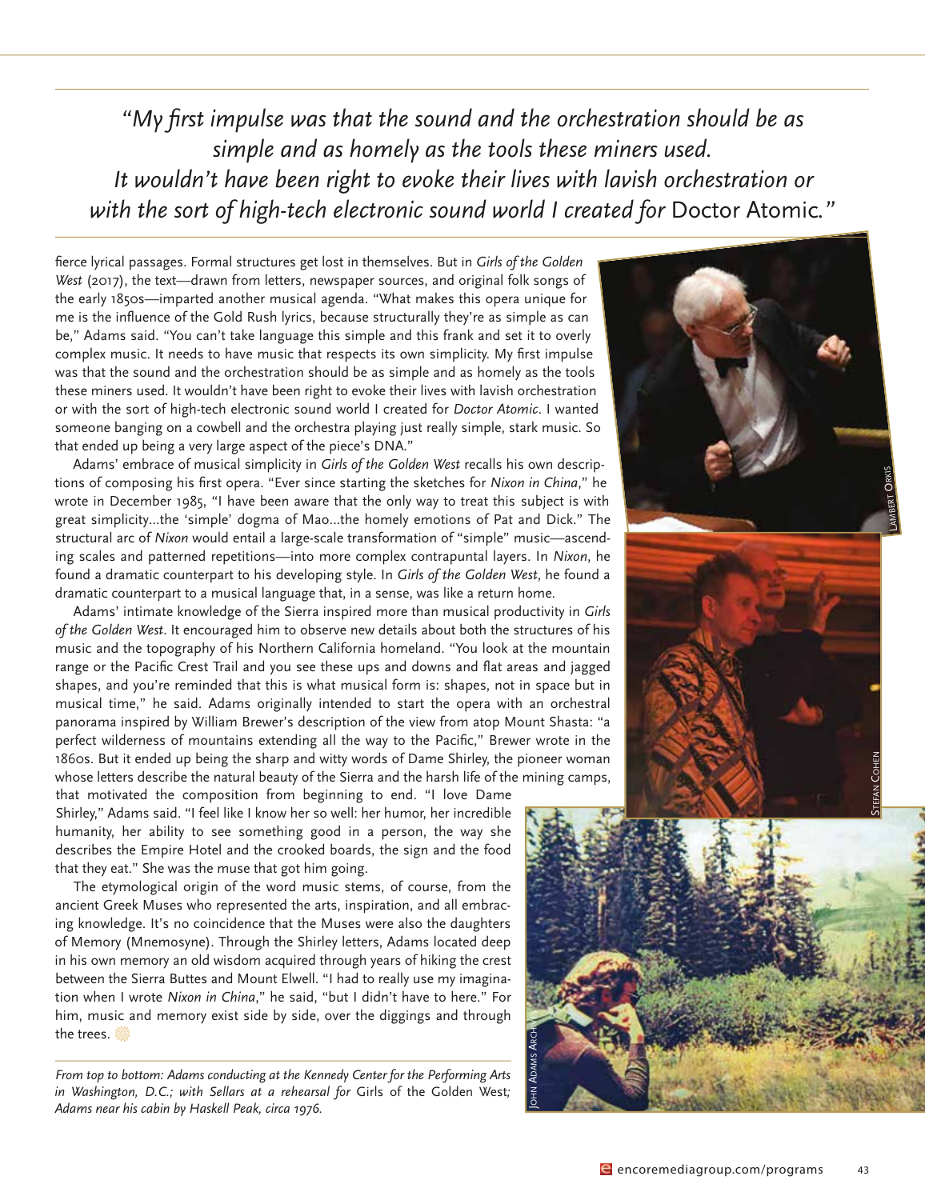*"My first impulse was that the sound and the orchestration should be as simple and as homely as the tools these miners used. It wouldn't have been right to evoke their lives with lavish orchestration or with the sort of high-tech electronic sound world I created for* Doctor Atomic*."*

fierce lyrical passages. Formal structures get lost in themselves. But in *Girls of the Golden West* (2017), the text—drawn from letters, newspaper sources, and original folk songs of the early 1850s—imparted another musical agenda. "What makes this opera unique for me is the influence of the Gold Rush lyrics, because structurally they're as simple as can be," Adams said. "You can't take language this simple and this frank and set it to overly complex music. It needs to have music that respects its own simplicity. My first impulse was that the sound and the orchestration should be as simple and as homely as the tools these miners used. It wouldn't have been right to evoke their lives with lavish orchestration or with the sort of high-tech electronic sound world I created for *Doctor Atomic*. I wanted someone banging on a cowbell and the orchestra playing just really simple, stark music. So that ended up being a very large aspect of the piece's DNA."

Adams' embrace of musical simplicity in *Girls of the Golden West* recalls his own descriptions of composing his first opera. "Ever since starting the sketches for *Nixon in China*," he wrote in December 1985, "I have been aware that the only way to treat this subject is with great simplicity...the 'simple' dogma of Mao...the homely emotions of Pat and Dick." The structural arc of *Nixon* would entail a large-scale transformation of "simple" music—ascending scales and patterned repetitions—into more complex contrapuntal layers. In *Nixon*, he found a dramatic counterpart to his developing style. In *Girls of the Golden West*, he found a dramatic counterpart to a musical language that, in a sense, was like a return home.

Adams' intimate knowledge of the Sierra inspired more than musical productivity in *Girls of the Golden West*. It encouraged him to observe new details about both the structures of his music and the topography of his Northern California homeland. "You look at the mountain range or the Pacific Crest Trail and you see these ups and downs and flat areas and jagged shapes, and you're reminded that this is what musical form is: shapes, not in space but in musical time," he said. Adams originally intended to start the opera with an orchestral panorama inspired by William Brewer's description of the view from atop Mount Shasta: "a perfect wilderness of mountains extending all the way to the Pacific," Brewer wrote in the 1860s. But it ended up being the sharp and witty words of Dame Shirley, the pioneer woman whose letters describe the natural beauty of the Sierra and the harsh life of the mining camps, that motivated the composition from beginning to end. "I love Dame Shirley," Adams said. "I feel like I know her so well: her humor, her incredible humanity, her ability to see something good in a person, the way she describes the Empire Hotel and the crooked boards, the sign and the food that they eat." She was the muse that got him going.

The etymological origin of the word music stems, of course, from the ancient Greek Muses who represented the arts, inspiration, and all embracing knowledge. It's no coincidence that the Muses were also the daughters of Memory (Mnemosyne). Through the Shirley letters, Adams located deep in his own memory an old wisdom acquired through years of hiking the crest between the Sierra Buttes and Mount Elwell. "I had to really use my imagination when I wrote *Nixon in China*," he said, "but I didn't have to here." For him, music and memory exist side by side, over the diggings and through the trees.

LAMBERT ORKIS

STEFAN COHEN

JOHN ADAMS ARCHIVES

*From top to bottom: Adams conducting at the Kennedy Center for the Performing Arts in Washington, D.C.; with Sellars at a rehearsal for* Girls of the Golden West*; Adams near his cabin by Haskell Peak, circa 1976.*